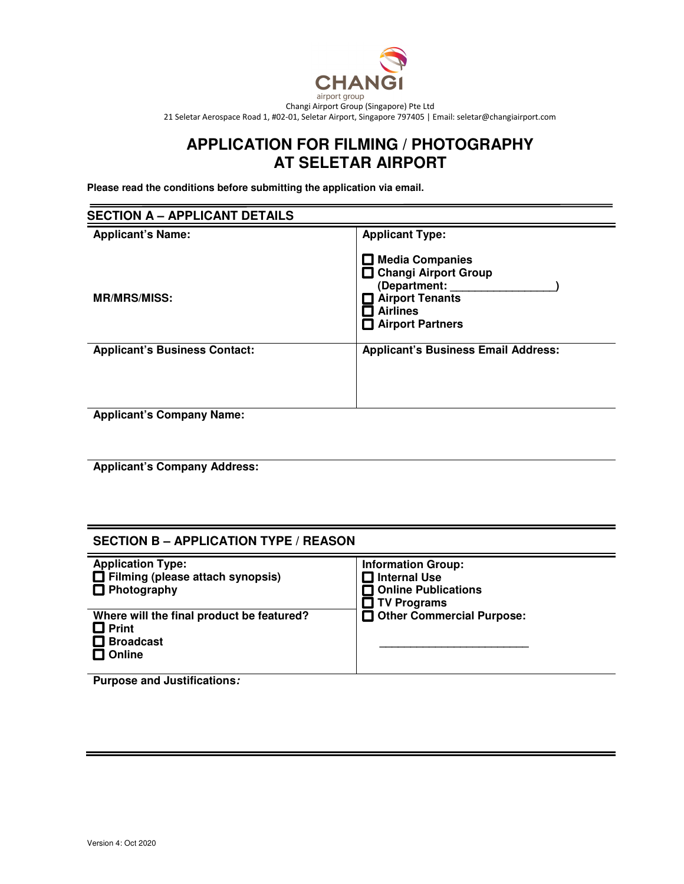Changi Airport Group (Singapore) Pte Ltd
21 Seletar Aerospace Road 1, #02-01, Seletar Airport, Singapore 797405 | Email: seletar@changiairport.com

# APPLICATION FOR FILMING / PHOTOGRAPHY AT SELETAR AIRPORT

**Please read the conditions before submitting the application via email.**

## SECTION A – APPLICANT DETAILS

| **Applicant's Name:**<br><br>**MR/MRS/MISS:** | **Applicant Type:**<br><br>☐ **Media Companies**<br>☐ **Changi Airport Group (Department: ________________)**<br>☐ **Airport Tenants**<br>☐ **Airlines**<br>☐ **Airport Partners** |
|---|---|
| **Applicant's Business Contact:** | **Applicant's Business Email Address:** |

**Applicant's Company Name:**

**Applicant's Company Address:**

## SECTION B – APPLICATION TYPE / REASON

| **Application Type:**<br>☐ **Filming (please attach synopsis)**<br>☐ **Photography** | **Information Group:**<br>☐ **Internal Use**<br>☐ **Online Publications**<br>☐ **TV Programs**<br>☐ **Other Commercial Purpose:**<br><br>________________________ |
|---|---|
| **Where will the final product be featured?**<br>☐ **Print**<br>☐ **Broadcast**<br>☐ **Online** | |

**Purpose and Justifications*:***

Version 4: Oct 2020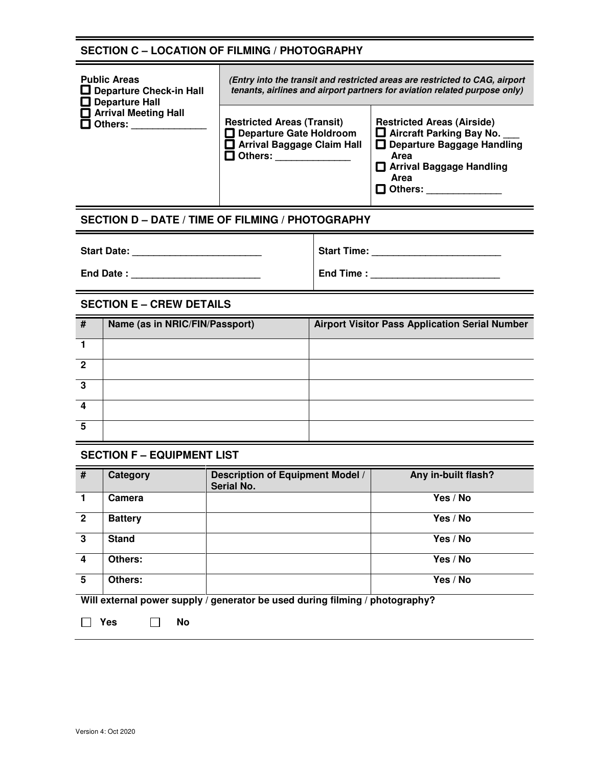## SECTION C – LOCATION OF FILMING / PHOTOGRAPHY

| Public Areas | *(Entry into the transit and restricted areas are restricted to CAG, airport tenants, airlines and airport partners for aviation related purpose only)* | |
|---|---|---|
| ☐ Departure Check-in Hall<br>☐ Departure Hall<br>☐ Arrival Meeting Hall<br>☐ Others: ______________ | **Restricted Areas (Transit)**<br>☐ Departure Gate Holdroom<br>☐ Arrival Baggage Claim Hall<br>☐ Others: ______________ | **Restricted Areas (Airside)**<br>☐ Aircraft Parking Bay No. ___<br>☐ Departure Baggage Handling Area<br>☐ Arrival Baggage Handling Area<br>☐ Others: ______________ |

## SECTION D – DATE / TIME OF FILMING / PHOTOGRAPHY

| | |
|---|---|
| Start Date: ________________________ | Start Time: ________________________ |
| End Date : ________________________ | End Time : ________________________ |

## SECTION E – CREW DETAILS

| # | Name (as in NRIC/FIN/Passport) | Airport Visitor Pass Application Serial Number |
|---|---|---|
| 1 | | |
| 2 | | |
| 3 | | |
| 4 | | |
| 5 | | |

## SECTION F – EQUIPMENT LIST

| # | Category | Description of Equipment Model / Serial No. | Any in-built flash? |
|---|---|---|---|
| 1 | Camera | | Yes / No |
| 2 | Battery | | Yes / No |
| 3 | Stand | | Yes / No |
| 4 | Others: | | Yes / No |
| 5 | Others: | | Yes / No |

**Will external power supply / generator be used during filming / photography?**

☐ **Yes** ☐ **No**

Version 4: Oct 2020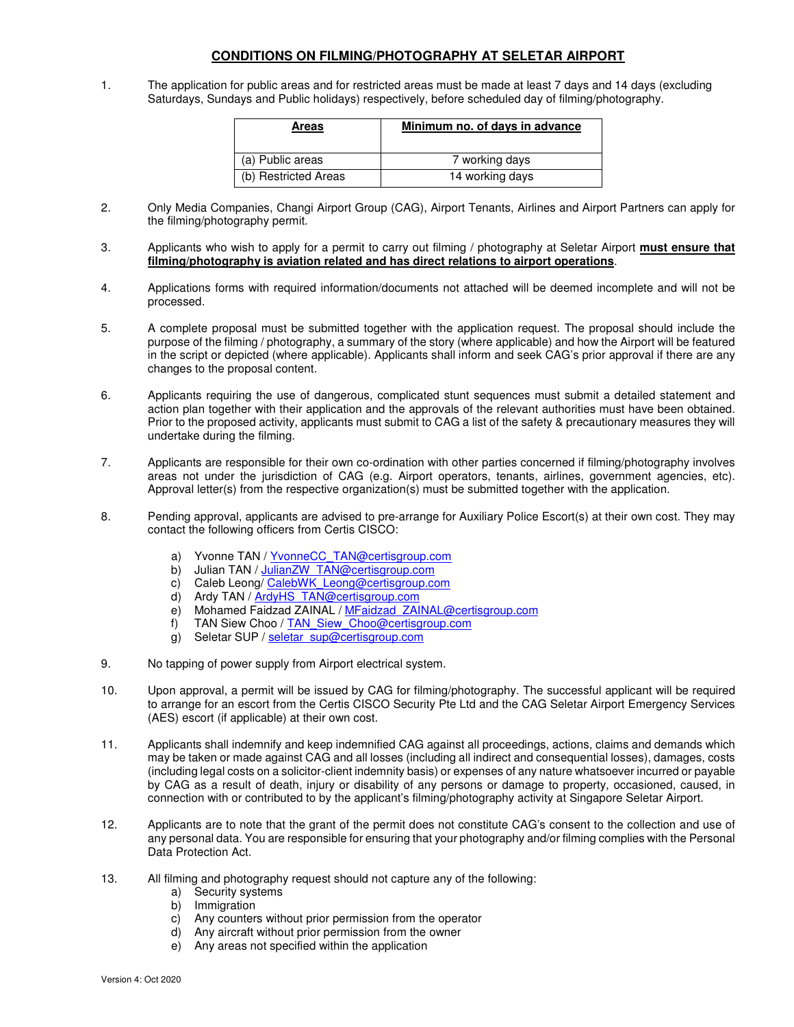## CONDITIONS ON FILMING/PHOTOGRAPHY AT SELETAR AIRPORT

1. The application for public areas and for restricted areas must be made at least 7 days and 14 days (excluding Saturdays, Sundays and Public holidays) respectively, before scheduled day of filming/photography.

| Areas | Minimum no. of days in advance |
|---|---|
| (a) Public areas | 7 working days |
| (b) Restricted Areas | 14 working days |

2. Only Media Companies, Changi Airport Group (CAG), Airport Tenants, Airlines and Airport Partners can apply for the filming/photography permit.

3. Applicants who wish to apply for a permit to carry out filming / photography at Seletar Airport **must ensure that filming/photography is aviation related and has direct relations to airport operations**.

4. Applications forms with required information/documents not attached will be deemed incomplete and will not be processed.

5. A complete proposal must be submitted together with the application request. The proposal should include the purpose of the filming / photography, a summary of the story (where applicable) and how the Airport will be featured in the script or depicted (where applicable). Applicants shall inform and seek CAG's prior approval if there are any changes to the proposal content.

6. Applicants requiring the use of dangerous, complicated stunt sequences must submit a detailed statement and action plan together with their application and the approvals of the relevant authorities must have been obtained. Prior to the proposed activity, applicants must submit to CAG a list of the safety & precautionary measures they will undertake during the filming.

7. Applicants are responsible for their own co-ordination with other parties concerned if filming/photography involves areas not under the jurisdiction of CAG (e.g. Airport operators, tenants, airlines, government agencies, etc). Approval letter(s) from the respective organization(s) must be submitted together with the application.

8. Pending approval, applicants are advised to pre-arrange for Auxiliary Police Escort(s) at their own cost. They may contact the following officers from Certis CISCO:

   a) Yvonne TAN / YvonneCC_TAN@certisgroup.com
   b) Julian TAN / JulianZW_TAN@certisgroup.com
   c) Caleb Leong/ CalebWK_Leong@certisgroup.com
   d) Ardy TAN / ArdyHS_TAN@certisgroup.com
   e) Mohamed Faidzad ZAINAL / MFaidzad_ZAINAL@certisgroup.com
   f) TAN Siew Choo / TAN_Siew_Choo@certisgroup.com
   g) Seletar SUP / seletar_sup@certisgroup.com

9. No tapping of power supply from Airport electrical system.

10. Upon approval, a permit will be issued by CAG for filming/photography. The successful applicant will be required to arrange for an escort from the Certis CISCO Security Pte Ltd and the CAG Seletar Airport Emergency Services (AES) escort (if applicable) at their own cost.

11. Applicants shall indemnify and keep indemnified CAG against all proceedings, actions, claims and demands which may be taken or made against CAG and all losses (including all indirect and consequential losses), damages, costs (including legal costs on a solicitor-client indemnity basis) or expenses of any nature whatsoever incurred or payable by CAG as a result of death, injury or disability of any persons or damage to property, occasioned, caused, in connection with or contributed to by the applicant's filming/photography activity at Singapore Seletar Airport.

12. Applicants are to note that the grant of the permit does not constitute CAG's consent to the collection and use of any personal data. You are responsible for ensuring that your photography and/or filming complies with the Personal Data Protection Act.

13. All filming and photography request should not capture any of the following:
   a) Security systems
   b) Immigration
   c) Any counters without prior permission from the operator
   d) Any aircraft without prior permission from the owner
   e) Any areas not specified within the application

Version 4: Oct 2020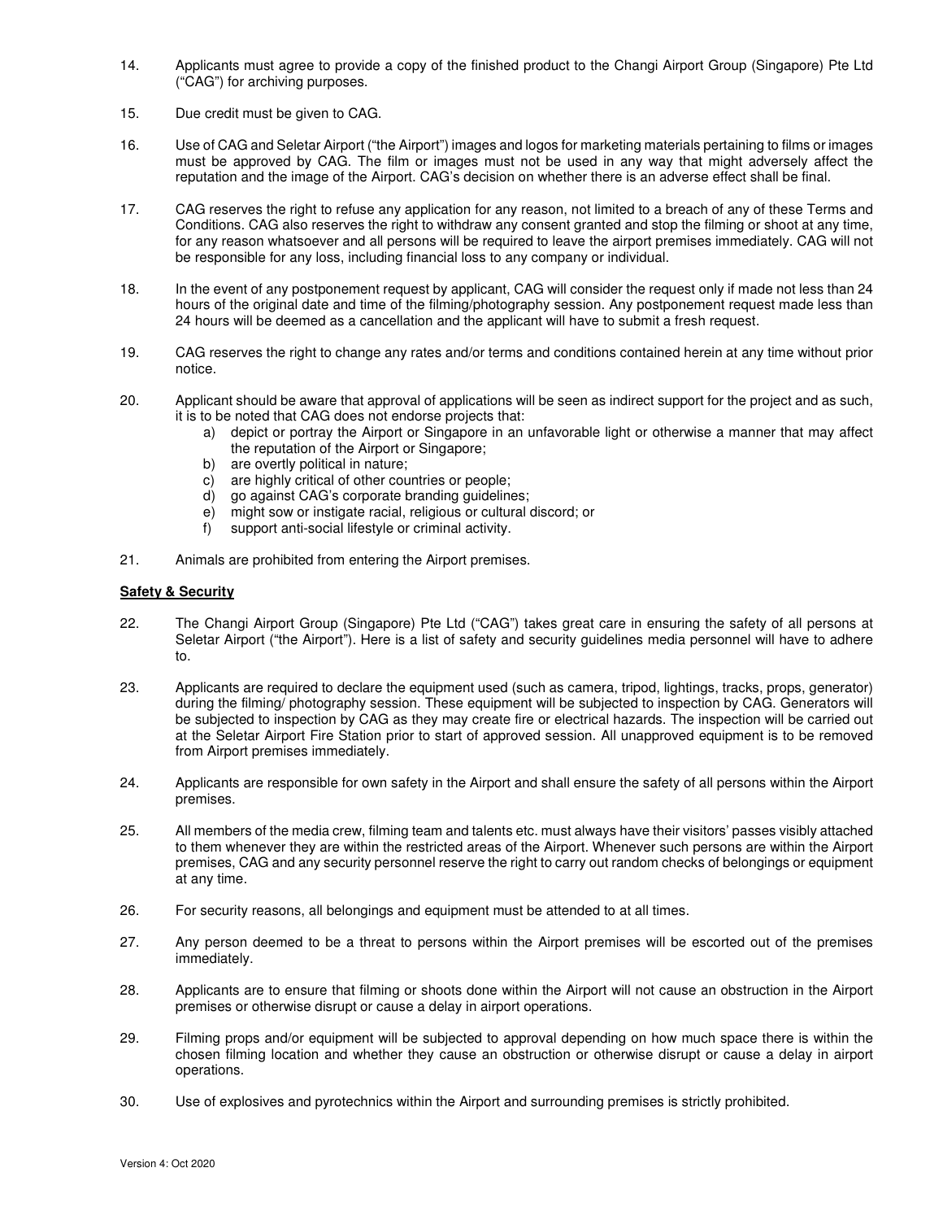14. Applicants must agree to provide a copy of the finished product to the Changi Airport Group (Singapore) Pte Ltd ("CAG") for archiving purposes.

15. Due credit must be given to CAG.

16. Use of CAG and Seletar Airport ("the Airport") images and logos for marketing materials pertaining to films or images must be approved by CAG. The film or images must not be used in any way that might adversely affect the reputation and the image of the Airport. CAG's decision on whether there is an adverse effect shall be final.

17. CAG reserves the right to refuse any application for any reason, not limited to a breach of any of these Terms and Conditions. CAG also reserves the right to withdraw any consent granted and stop the filming or shoot at any time, for any reason whatsoever and all persons will be required to leave the airport premises immediately. CAG will not be responsible for any loss, including financial loss to any company or individual.

18. In the event of any postponement request by applicant, CAG will consider the request only if made not less than 24 hours of the original date and time of the filming/photography session. Any postponement request made less than 24 hours will be deemed as a cancellation and the applicant will have to submit a fresh request.

19. CAG reserves the right to change any rates and/or terms and conditions contained herein at any time without prior notice.

20. Applicant should be aware that approval of applications will be seen as indirect support for the project and as such, it is to be noted that CAG does not endorse projects that:
    a) depict or portray the Airport or Singapore in an unfavorable light or otherwise a manner that may affect the reputation of the Airport or Singapore;
    b) are overtly political in nature;
    c) are highly critical of other countries or people;
    d) go against CAG's corporate branding guidelines;
    e) might sow or instigate racial, religious or cultural discord; or
    f) support anti-social lifestyle or criminal activity.

21. Animals are prohibited from entering the Airport premises.

**Safety & Security**

22. The Changi Airport Group (Singapore) Pte Ltd ("CAG") takes great care in ensuring the safety of all persons at Seletar Airport ("the Airport"). Here is a list of safety and security guidelines media personnel will have to adhere to.

23. Applicants are required to declare the equipment used (such as camera, tripod, lightings, tracks, props, generator) during the filming/ photography session. These equipment will be subjected to inspection by CAG. Generators will be subjected to inspection by CAG as they may create fire or electrical hazards. The inspection will be carried out at the Seletar Airport Fire Station prior to start of approved session. All unapproved equipment is to be removed from Airport premises immediately.

24. Applicants are responsible for own safety in the Airport and shall ensure the safety of all persons within the Airport premises.

25. All members of the media crew, filming team and talents etc. must always have their visitors' passes visibly attached to them whenever they are within the restricted areas of the Airport. Whenever such persons are within the Airport premises, CAG and any security personnel reserve the right to carry out random checks of belongings or equipment at any time.

26. For security reasons, all belongings and equipment must be attended to at all times.

27. Any person deemed to be a threat to persons within the Airport premises will be escorted out of the premises immediately.

28. Applicants are to ensure that filming or shoots done within the Airport will not cause an obstruction in the Airport premises or otherwise disrupt or cause a delay in airport operations.

29. Filming props and/or equipment will be subjected to approval depending on how much space there is within the chosen filming location and whether they cause an obstruction or otherwise disrupt or cause a delay in airport operations.

30. Use of explosives and pyrotechnics within the Airport and surrounding premises is strictly prohibited.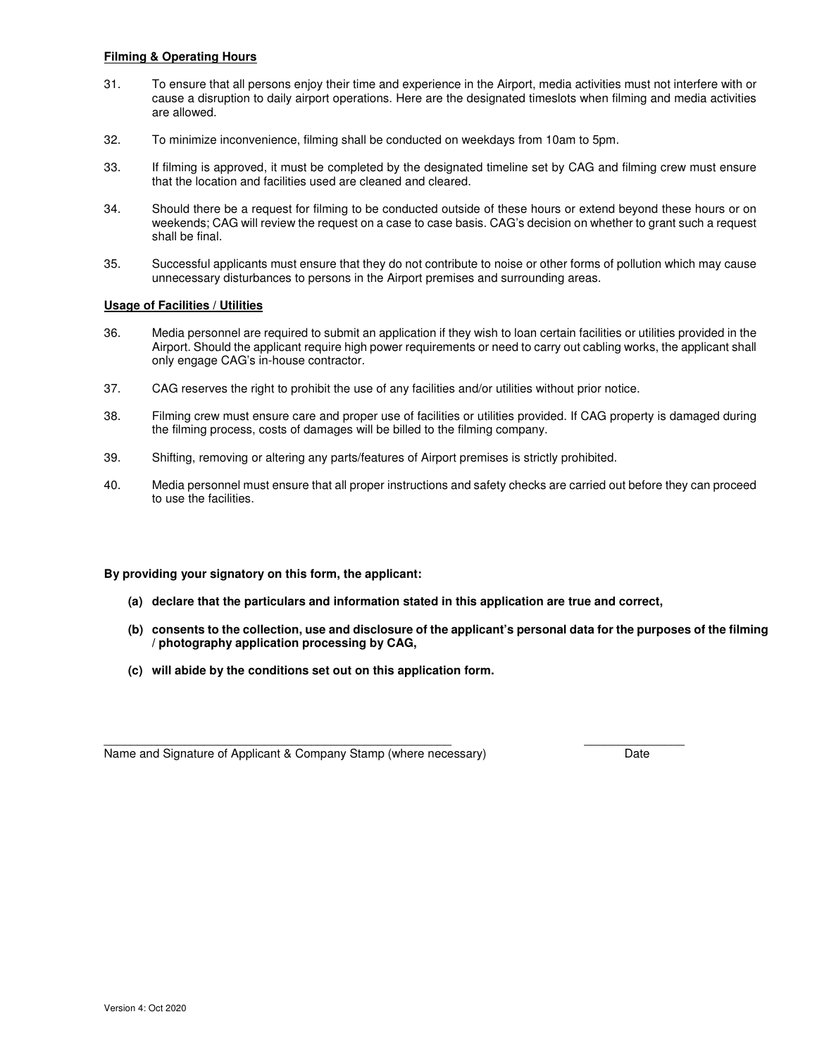**Filming & Operating Hours**

31. To ensure that all persons enjoy their time and experience in the Airport, media activities must not interfere with or cause a disruption to daily airport operations. Here are the designated timeslots when filming and media activities are allowed.

32. To minimize inconvenience, filming shall be conducted on weekdays from 10am to 5pm.

33. If filming is approved, it must be completed by the designated timeline set by CAG and filming crew must ensure that the location and facilities used are cleaned and cleared.

34. Should there be a request for filming to be conducted outside of these hours or extend beyond these hours or on weekends; CAG will review the request on a case to case basis. CAG's decision on whether to grant such a request shall be final.

35. Successful applicants must ensure that they do not contribute to noise or other forms of pollution which may cause unnecessary disturbances to persons in the Airport premises and surrounding areas.

**Usage of Facilities / Utilities**

36. Media personnel are required to submit an application if they wish to loan certain facilities or utilities provided in the Airport. Should the applicant require high power requirements or need to carry out cabling works, the applicant shall only engage CAG's in-house contractor.

37. CAG reserves the right to prohibit the use of any facilities and/or utilities without prior notice.

38. Filming crew must ensure care and proper use of facilities or utilities provided. If CAG property is damaged during the filming process, costs of damages will be billed to the filming company.

39. Shifting, removing or altering any parts/features of Airport premises is strictly prohibited.

40. Media personnel must ensure that all proper instructions and safety checks are carried out before they can proceed to use the facilities.

**By providing your signatory on this form, the applicant:**

**(a) declare that the particulars and information stated in this application are true and correct,**

**(b) consents to the collection, use and disclosure of the applicant's personal data for the purposes of the filming / photography application processing by CAG,**

**(c) will abide by the conditions set out on this application form.**

\_\_\_\_\_\_\_\_\_\_\_\_\_\_\_\_\_\_\_\_\_\_\_\_\_\_\_\_\_\_\_\_\_\_\_\_\_\_\_\_\_\_\_\_\_\_\_\_ &nbsp;&nbsp;&nbsp;&nbsp; \_\_\_\_\_\_\_\_\_\_\_\_\_\_\_
Name and Signature of Applicant & Company Stamp (where necessary) &nbsp;&nbsp;&nbsp;&nbsp; Date

Version 4: Oct 2020